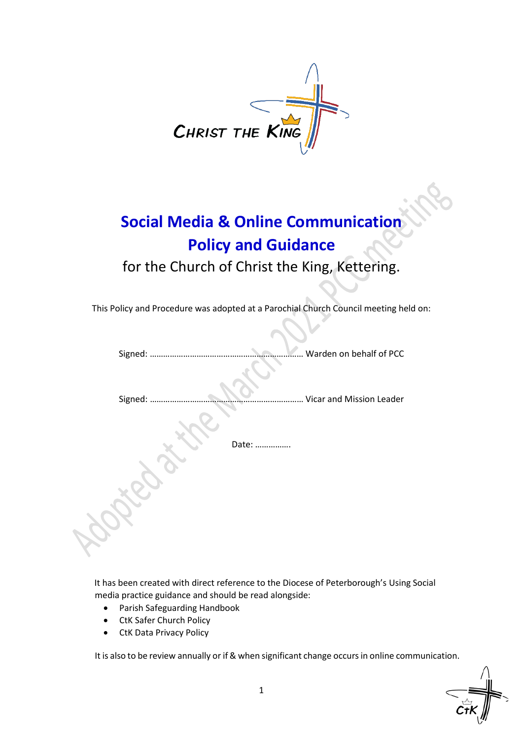CHRIST THE KING

# Social Media & Online Communication Policy and Guidance

for the Church of Christ the King, Kettering.

Adopted at the March 2021 PCC meeting

This Policy and Procedure was adopted at a Parochial Church Council meeting held on:

Signed: …………………………………………………………… Warden on behalf of PCC

Signed: …………………………………………………………… Vicar and Mission Leader

Date: …………….

It has been created with direct reference to the Diocese of Peterborough's Using Social media practice guidance and should be read alongside:

- Parish Safeguarding Handbook
- CtK Safer Church Policy
- CtK Data Privacy Policy

It is also to be review annually or if & when significant change occurs in online communication.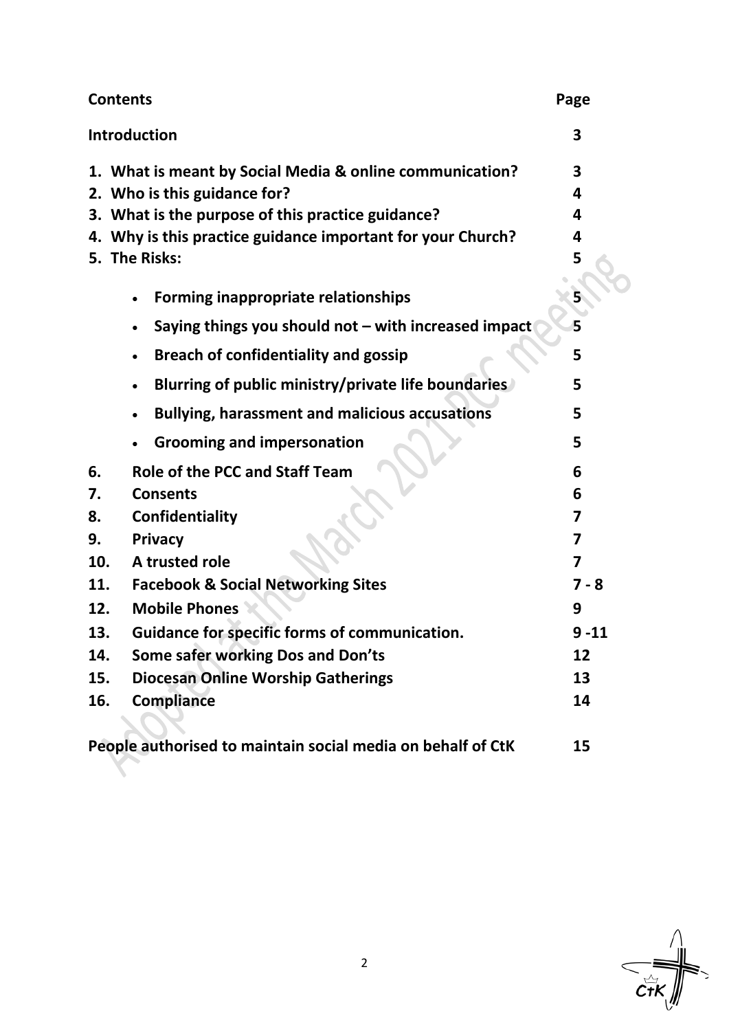| **Contents** | **Page** |
|---|---|
| **Introduction** | **3** |
| **1. What is meant by Social Media & online communication?** | **3** |
| **2. Who is this guidance for?** | **4** |
| **3. What is the purpose of this practice guidance?** | **4** |
| **4. Why is this practice guidance important for your Church?** | **4** |
| **5. The Risks:** | **5** |
| • **Forming inappropriate relationships** | **5** |
| • **Saying things you should not – with increased impact** | **5** |
| • **Breach of confidentiality and gossip** | **5** |
| • **Blurring of public ministry/private life boundaries** | **5** |
| • **Bullying, harassment and malicious accusations** | **5** |
| • **Grooming and impersonation** | **5** |
| **6. Role of the PCC and Staff Team** | **6** |
| **7. Consents** | **6** |
| **8. Confidentiality** | **7** |
| **9. Privacy** | **7** |
| **10. A trusted role** | **7** |
| **11. Facebook & Social Networking Sites** | **7 - 8** |
| **12. Mobile Phones** | **9** |
| **13. Guidance for specific forms of communication.** | **9 -11** |
| **14. Some safer working Dos and Don'ts** | **12** |
| **15. Diocesan Online Worship Gatherings** | **13** |
| **16. Compliance** | **14** |
| **People authorised to maintain social media on behalf of CtK** | **15** |

Adopted at the March 2021 PCC meeting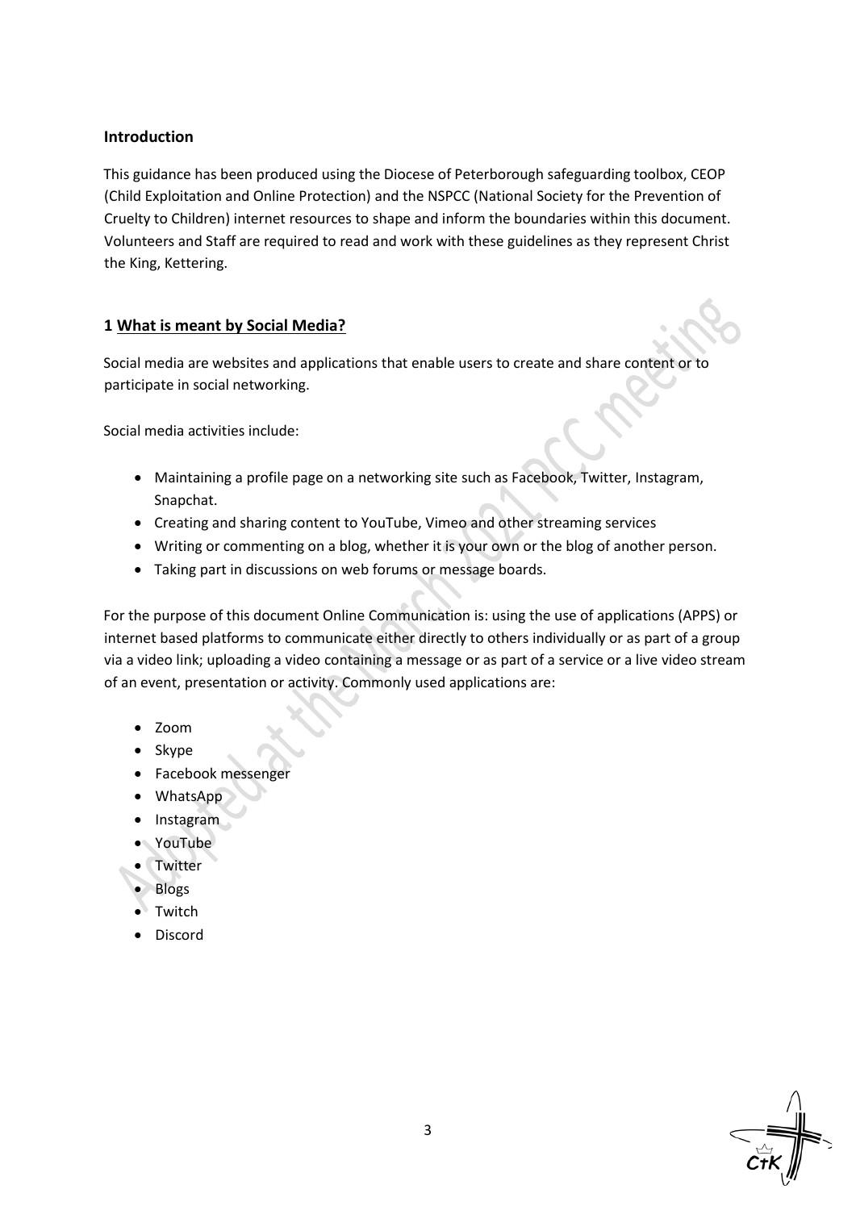### Introduction

This guidance has been produced using the Diocese of Peterborough safeguarding toolbox, CEOP (Child Exploitation and Online Protection) and the NSPCC (National Society for the Prevention of Cruelty to Children) internet resources to shape and inform the boundaries within this document. Volunteers and Staff are required to read and work with these guidelines as they represent Christ the King, Kettering.

### 1 What is meant by Social Media?

Social media are websites and applications that enable users to create and share content or to participate in social networking.

Social media activities include:

- Maintaining a profile page on a networking site such as Facebook, Twitter, Instagram, Snapchat.
- Creating and sharing content to YouTube, Vimeo and other streaming services
- Writing or commenting on a blog, whether it is your own or the blog of another person.
- Taking part in discussions on web forums or message boards.

For the purpose of this document Online Communication is: using the use of applications (APPS) or internet based platforms to communicate either directly to others individually or as part of a group via a video link; uploading a video containing a message or as part of a service or a live video stream of an event, presentation or activity. Commonly used applications are:

- Zoom
- Skype
- Facebook messenger
- WhatsApp
- Instagram
- YouTube
- Twitter
- Blogs
- Twitch
- Discord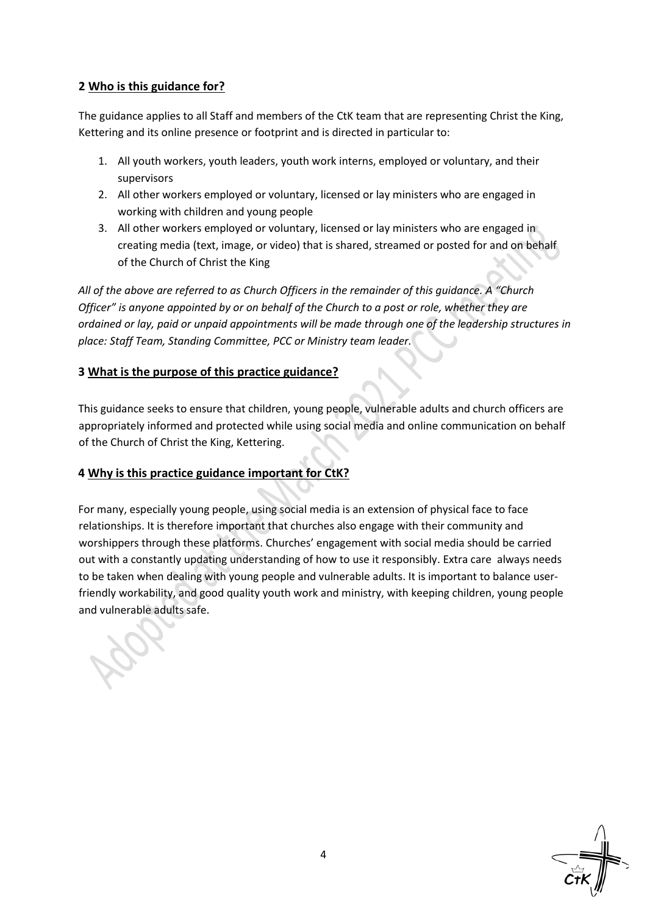## 2 Who is this guidance for?

The guidance applies to all Staff and members of the CtK team that are representing Christ the King, Kettering and its online presence or footprint and is directed in particular to:

1. All youth workers, youth leaders, youth work interns, employed or voluntary, and their supervisors
2. All other workers employed or voluntary, licensed or lay ministers who are engaged in working with children and young people
3. All other workers employed or voluntary, licensed or lay ministers who are engaged in creating media (text, image, or video) that is shared, streamed or posted for and on behalf of the Church of Christ the King

*All of the above are referred to as Church Officers in the remainder of this guidance. A "Church Officer" is anyone appointed by or on behalf of the Church to a post or role, whether they are ordained or lay, paid or unpaid appointments will be made through one of the leadership structures in place: Staff Team, Standing Committee, PCC or Ministry team leader.*

## 3 What is the purpose of this practice guidance?

This guidance seeks to ensure that children, young people, vulnerable adults and church officers are appropriately informed and protected while using social media and online communication on behalf of the Church of Christ the King, Kettering.

## 4 Why is this practice guidance important for CtK?

For many, especially young people, using social media is an extension of physical face to face relationships. It is therefore important that churches also engage with their community and worshippers through these platforms. Churches' engagement with social media should be carried out with a constantly updating understanding of how to use it responsibly. Extra care always needs to be taken when dealing with young people and vulnerable adults. It is important to balance user-friendly workability, and good quality youth work and ministry, with keeping children, young people and vulnerable adults safe.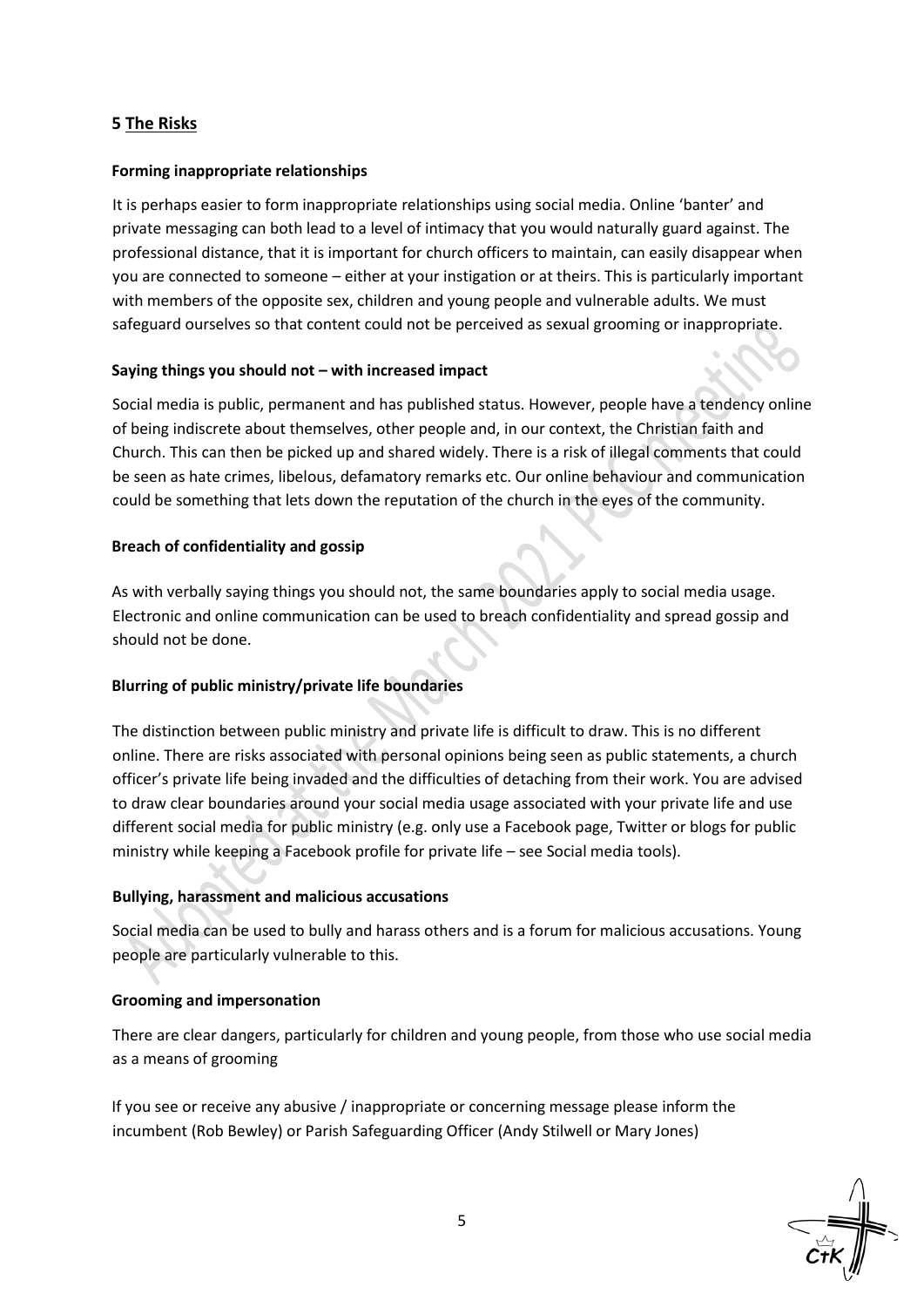## 5 The Risks

### Forming inappropriate relationships

It is perhaps easier to form inappropriate relationships using social media. Online 'banter' and private messaging can both lead to a level of intimacy that you would naturally guard against. The professional distance, that it is important for church officers to maintain, can easily disappear when you are connected to someone – either at your instigation or at theirs. This is particularly important with members of the opposite sex, children and young people and vulnerable adults. We must safeguard ourselves so that content could not be perceived as sexual grooming or inappropriate.

### Saying things you should not – with increased impact

Social media is public, permanent and has published status. However, people have a tendency online of being indiscrete about themselves, other people and, in our context, the Christian faith and Church. This can then be picked up and shared widely. There is a risk of illegal comments that could be seen as hate crimes, libelous, defamatory remarks etc. Our online behaviour and communication could be something that lets down the reputation of the church in the eyes of the community.

### Breach of confidentiality and gossip

As with verbally saying things you should not, the same boundaries apply to social media usage. Electronic and online communication can be used to breach confidentiality and spread gossip and should not be done.

### Blurring of public ministry/private life boundaries

The distinction between public ministry and private life is difficult to draw. This is no different online. There are risks associated with personal opinions being seen as public statements, a church officer's private life being invaded and the difficulties of detaching from their work. You are advised to draw clear boundaries around your social media usage associated with your private life and use different social media for public ministry (e.g. only use a Facebook page, Twitter or blogs for public ministry while keeping a Facebook profile for private life – see Social media tools).

### Bullying, harassment and malicious accusations

Social media can be used to bully and harass others and is a forum for malicious accusations. Young people are particularly vulnerable to this.

### Grooming and impersonation

There are clear dangers, particularly for children and young people, from those who use social media as a means of grooming

If you see or receive any abusive / inappropriate or concerning message please inform the incumbent (Rob Bewley) or Parish Safeguarding Officer (Andy Stilwell or Mary Jones)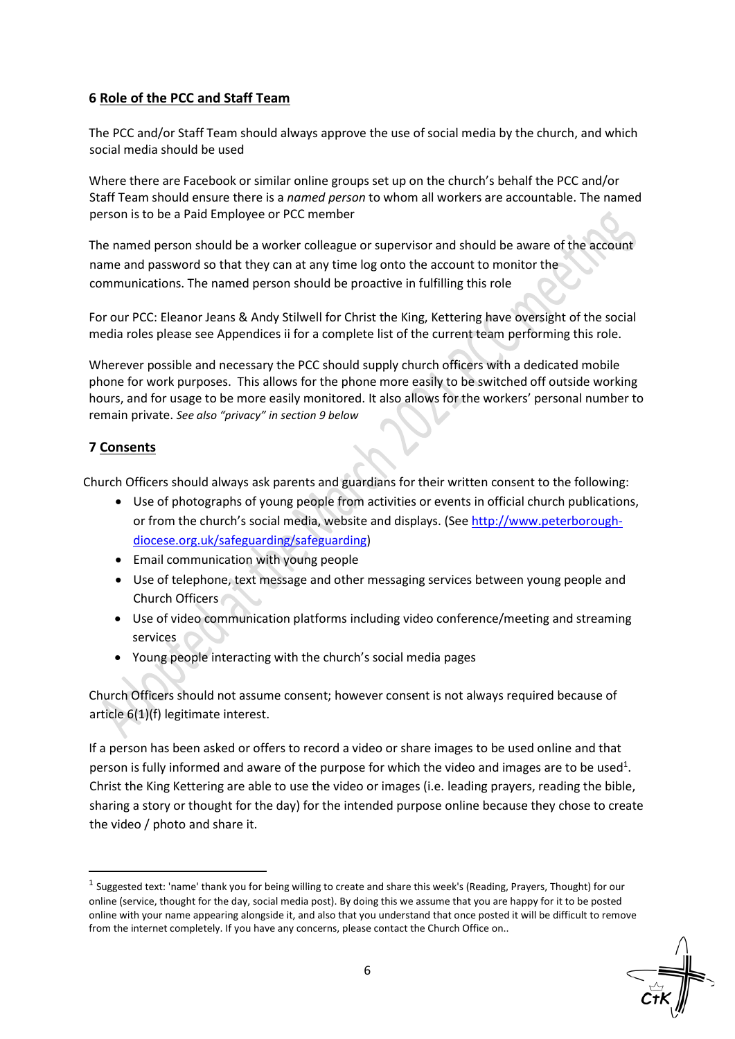## 6 Role of the PCC and Staff Team

The PCC and/or Staff Team should always approve the use of social media by the church, and which social media should be used

Where there are Facebook or similar online groups set up on the church's behalf the PCC and/or Staff Team should ensure there is a *named person* to whom all workers are accountable. The named person is to be a Paid Employee or PCC member

The named person should be a worker colleague or supervisor and should be aware of the account name and password so that they can at any time log onto the account to monitor the communications. The named person should be proactive in fulfilling this role

For our PCC: Eleanor Jeans & Andy Stilwell for Christ the King, Kettering have oversight of the social media roles please see Appendices ii for a complete list of the current team performing this role.

Wherever possible and necessary the PCC should supply church officers with a dedicated mobile phone for work purposes. This allows for the phone more easily to be switched off outside working hours, and for usage to be more easily monitored. It also allows for the workers' personal number to remain private. *See also "privacy" in section 9 below*

## 7 Consents

Church Officers should always ask parents and guardians for their written consent to the following:

- Use of photographs of young people from activities or events in official church publications, or from the church's social media, website and displays. (See http://www.peterborough-diocese.org.uk/safeguarding/safeguarding)
- Email communication with young people
- Use of telephone, text message and other messaging services between young people and Church Officers
- Use of video communication platforms including video conference/meeting and streaming services
- Young people interacting with the church's social media pages

Church Officers should not assume consent; however consent is not always required because of article 6(1)(f) legitimate interest.

If a person has been asked or offers to record a video or share images to be used online and that person is fully informed and aware of the purpose for which the video and images are to be used[1]. Christ the King Kettering are able to use the video or images (i.e. leading prayers, reading the bible, sharing a story or thought for the day) for the intended purpose online because they chose to create the video / photo and share it.

---

[1] Suggested text: 'name' thank you for being willing to create and share this week's (Reading, Prayers, Thought) for our online (service, thought for the day, social media post). By doing this we assume that you are happy for it to be posted online with your name appearing alongside it, and also that you understand that once posted it will be difficult to remove from the internet completely. If you have any concerns, please contact the Church Office on..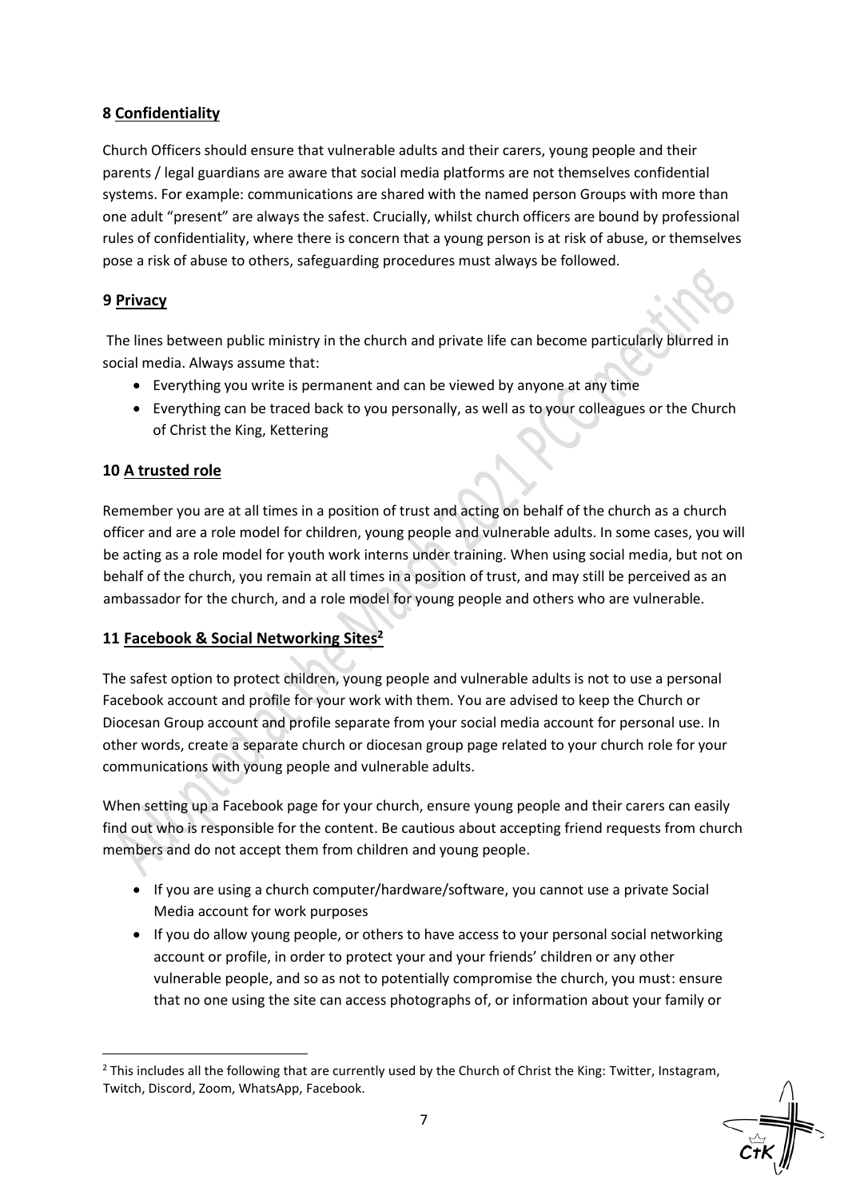## 8 Confidentiality

Church Officers should ensure that vulnerable adults and their carers, young people and their parents / legal guardians are aware that social media platforms are not themselves confidential systems. For example: communications are shared with the named person Groups with more than one adult "present" are always the safest. Crucially, whilst church officers are bound by professional rules of confidentiality, where there is concern that a young person is at risk of abuse, or themselves pose a risk of abuse to others, safeguarding procedures must always be followed.

## 9 Privacy

The lines between public ministry in the church and private life can become particularly blurred in social media. Always assume that:

- Everything you write is permanent and can be viewed by anyone at any time
- Everything can be traced back to you personally, as well as to your colleagues or the Church of Christ the King, Kettering

## 10 A trusted role

Remember you are at all times in a position of trust and acting on behalf of the church as a church officer and are a role model for children, young people and vulnerable adults. In some cases, you will be acting as a role model for youth work interns under training. When using social media, but not on behalf of the church, you remain at all times in a position of trust, and may still be perceived as an ambassador for the church, and a role model for young people and others who are vulnerable.

## 11 Facebook & Social Networking Sites[2]

The safest option to protect children, young people and vulnerable adults is not to use a personal Facebook account and profile for your work with them. You are advised to keep the Church or Diocesan Group account and profile separate from your social media account for personal use. In other words, create a separate church or diocesan group page related to your church role for your communications with young people and vulnerable adults.

When setting up a Facebook page for your church, ensure young people and their carers can easily find out who is responsible for the content. Be cautious about accepting friend requests from church members and do not accept them from children and young people.

- If you are using a church computer/hardware/software, you cannot use a private Social Media account for work purposes
- If you do allow young people, or others to have access to your personal social networking account or profile, in order to protect your and your friends' children or any other vulnerable people, and so as not to potentially compromise the church, you must: ensure that no one using the site can access photographs of, or information about your family or

[2] This includes all the following that are currently used by the Church of Christ the King: Twitter, Instagram, Twitch, Discord, Zoom, WhatsApp, Facebook.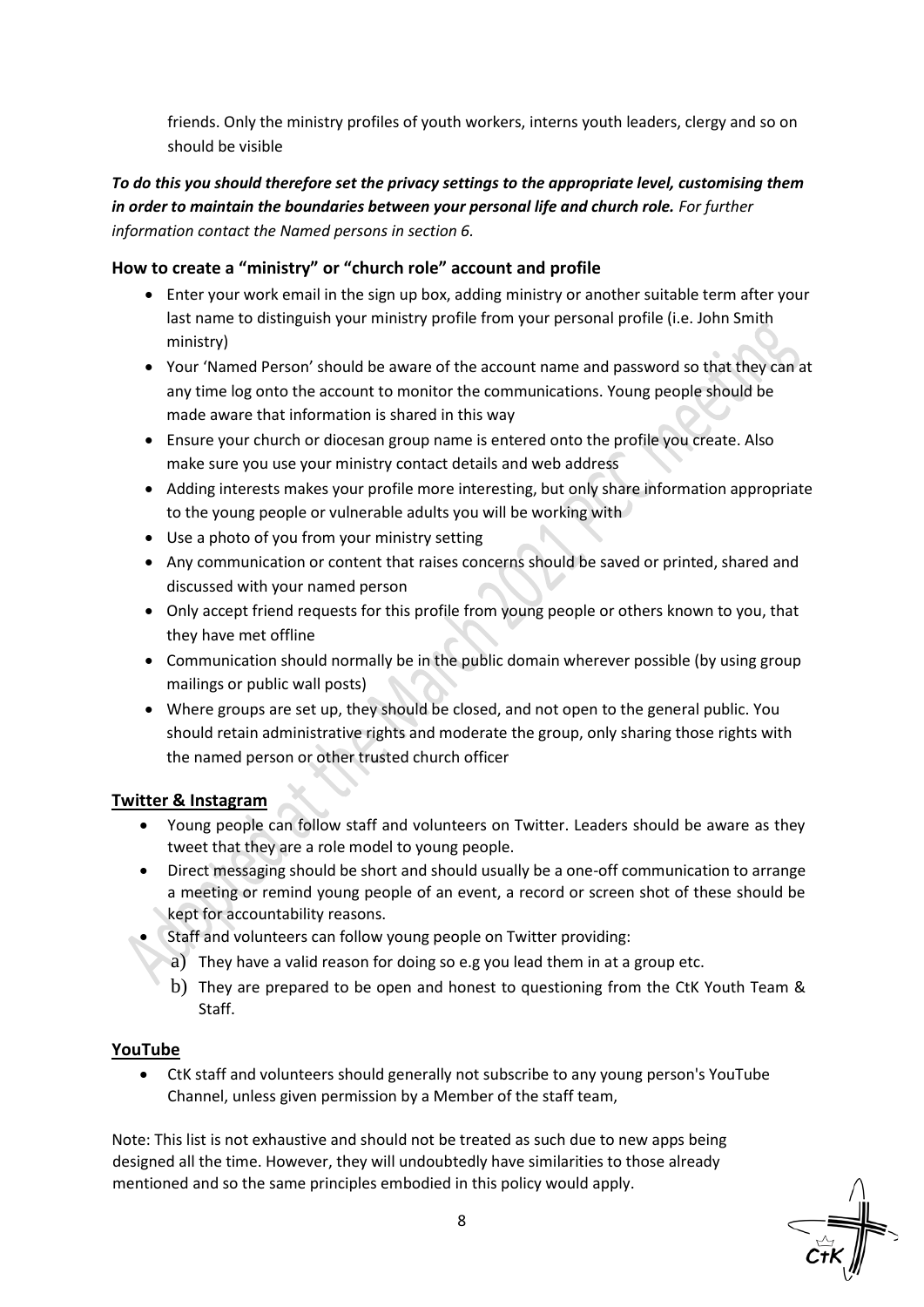friends. Only the ministry profiles of youth workers, interns youth leaders, clergy and so on should be visible

***To do this you should therefore set the privacy settings to the appropriate level, customising them in order to maintain the boundaries between your personal life and church role.*** *For further information contact the Named persons in section 6.*

### How to create a "ministry" or "church role" account and profile

- Enter your work email in the sign up box, adding ministry or another suitable term after your last name to distinguish your ministry profile from your personal profile (i.e. John Smith ministry)
- Your 'Named Person' should be aware of the account name and password so that they can at any time log onto the account to monitor the communications. Young people should be made aware that information is shared in this way
- Ensure your church or diocesan group name is entered onto the profile you create. Also make sure you use your ministry contact details and web address
- Adding interests makes your profile more interesting, but only share information appropriate to the young people or vulnerable adults you will be working with
- Use a photo of you from your ministry setting
- Any communication or content that raises concerns should be saved or printed, shared and discussed with your named person
- Only accept friend requests for this profile from young people or others known to you, that they have met offline
- Communication should normally be in the public domain wherever possible (by using group mailings or public wall posts)
- Where groups are set up, they should be closed, and not open to the general public. You should retain administrative rights and moderate the group, only sharing those rights with the named person or other trusted church officer

### Twitter & Instagram

- Young people can follow staff and volunteers on Twitter. Leaders should be aware as they tweet that they are a role model to young people.
- Direct messaging should be short and should usually be a one-off communication to arrange a meeting or remind young people of an event, a record or screen shot of these should be kept for accountability reasons.
- Staff and volunteers can follow young people on Twitter providing:
  a) They have a valid reason for doing so e.g you lead them in at a group etc.
  b) They are prepared to be open and honest to questioning from the CtK Youth Team & Staff.

### YouTube

- CtK staff and volunteers should generally not subscribe to any young person's YouTube Channel, unless given permission by a Member of the staff team,

Note: This list is not exhaustive and should not be treated as such due to new apps being designed all the time. However, they will undoubtedly have similarities to those already mentioned and so the same principles embodied in this policy would apply.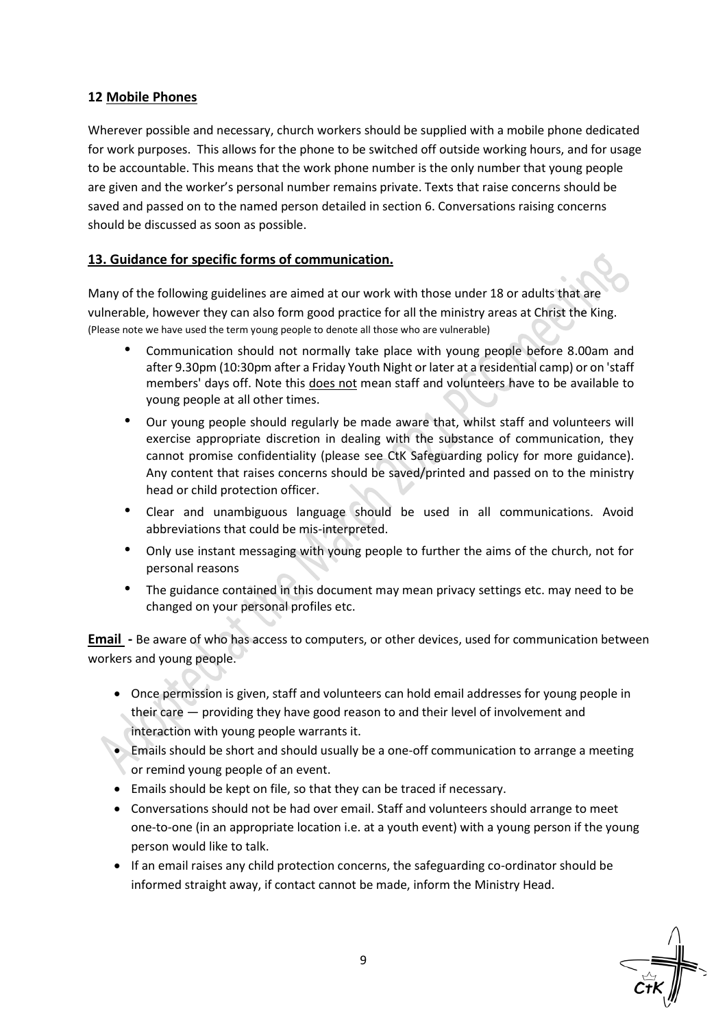## 12 Mobile Phones

Wherever possible and necessary, church workers should be supplied with a mobile phone dedicated for work purposes. This allows for the phone to be switched off outside working hours, and for usage to be accountable. This means that the work phone number is the only number that young people are given and the worker's personal number remains private. Texts that raise concerns should be saved and passed on to the named person detailed in section 6. Conversations raising concerns should be discussed as soon as possible.

## 13. Guidance for specific forms of communication.

Many of the following guidelines are aimed at our work with those under 18 or adults that are vulnerable, however they can also form good practice for all the ministry areas at Christ the King. (Please note we have used the term young people to denote all those who are vulnerable)

- Communication should not normally take place with young people before 8.00am and after 9.30pm (10:30pm after a Friday Youth Night or later at a residential camp) or on 'staff members' days off. Note this does not mean staff and volunteers have to be available to young people at all other times.
- Our young people should regularly be made aware that, whilst staff and volunteers will exercise appropriate discretion in dealing with the substance of communication, they cannot promise confidentiality (please see CtK Safeguarding policy for more guidance). Any content that raises concerns should be saved/printed and passed on to the ministry head or child protection officer.
- Clear and unambiguous language should be used in all communications. Avoid abbreviations that could be mis-interpreted.
- Only use instant messaging with young people to further the aims of the church, not for personal reasons
- The guidance contained in this document may mean privacy settings etc. may need to be changed on your personal profiles etc.

**Email** - Be aware of who has access to computers, or other devices, used for communication between workers and young people.

- Once permission is given, staff and volunteers can hold email addresses for young people in their care — providing they have good reason to and their level of involvement and interaction with young people warrants it.
- Emails should be short and should usually be a one-off communication to arrange a meeting or remind young people of an event.
- Emails should be kept on file, so that they can be traced if necessary.
- Conversations should not be had over email. Staff and volunteers should arrange to meet one-to-one (in an appropriate location i.e. at a youth event) with a young person if the young person would like to talk.
- If an email raises any child protection concerns, the safeguarding co-ordinator should be informed straight away, if contact cannot be made, inform the Ministry Head.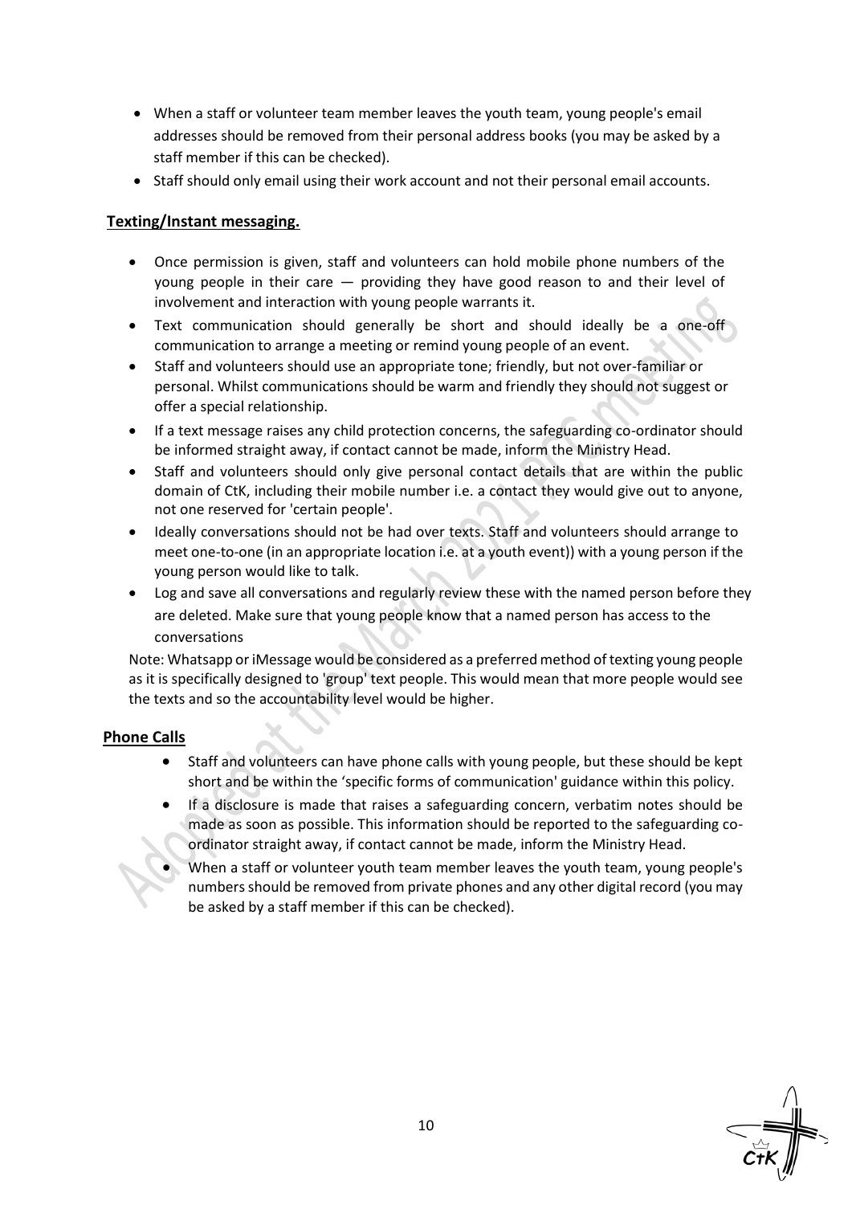- When a staff or volunteer team member leaves the youth team, young people's email addresses should be removed from their personal address books (you may be asked by a staff member if this can be checked).
- Staff should only email using their work account and not their personal email accounts.

## Texting/Instant messaging.

- Once permission is given, staff and volunteers can hold mobile phone numbers of the young people in their care — providing they have good reason to and their level of involvement and interaction with young people warrants it.
- Text communication should generally be short and should ideally be a one-off communication to arrange a meeting or remind young people of an event.
- Staff and volunteers should use an appropriate tone; friendly, but not over-familiar or personal. Whilst communications should be warm and friendly they should not suggest or offer a special relationship.
- If a text message raises any child protection concerns, the safeguarding co-ordinator should be informed straight away, if contact cannot be made, inform the Ministry Head.
- Staff and volunteers should only give personal contact details that are within the public domain of CtK, including their mobile number i.e. a contact they would give out to anyone, not one reserved for 'certain people'.
- Ideally conversations should not be had over texts. Staff and volunteers should arrange to meet one-to-one (in an appropriate location i.e. at a youth event)) with a young person if the young person would like to talk.
- Log and save all conversations and regularly review these with the named person before they are deleted. Make sure that young people know that a named person has access to the conversations

Note: Whatsapp or iMessage would be considered as a preferred method of texting young people as it is specifically designed to 'group' text people. This would mean that more people would see the texts and so the accountability level would be higher.

## Phone Calls

- Staff and volunteers can have phone calls with young people, but these should be kept short and be within the 'specific forms of communication' guidance within this policy.
- If a disclosure is made that raises a safeguarding concern, verbatim notes should be made as soon as possible. This information should be reported to the safeguarding co-ordinator straight away, if contact cannot be made, inform the Ministry Head.
- When a staff or volunteer youth team member leaves the youth team, young people's numbers should be removed from private phones and any other digital record (you may be asked by a staff member if this can be checked).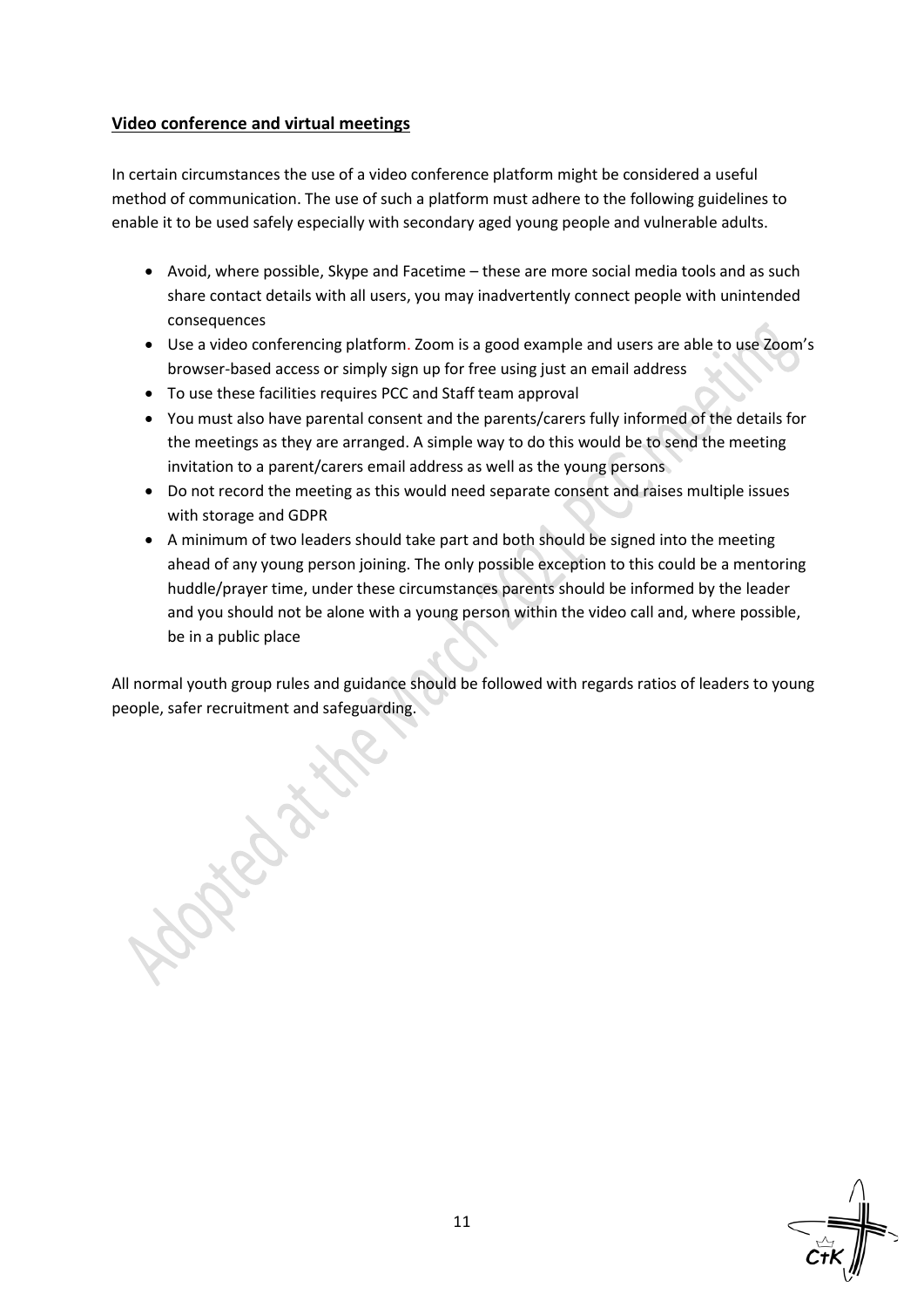## Video conference and virtual meetings

In certain circumstances the use of a video conference platform might be considered a useful method of communication. The use of such a platform must adhere to the following guidelines to enable it to be used safely especially with secondary aged young people and vulnerable adults.

- Avoid, where possible, Skype and Facetime – these are more social media tools and as such share contact details with all users, you may inadvertently connect people with unintended consequences
- Use a video conferencing platform. Zoom is a good example and users are able to use Zoom's browser-based access or simply sign up for free using just an email address
- To use these facilities requires PCC and Staff team approval
- You must also have parental consent and the parents/carers fully informed of the details for the meetings as they are arranged. A simple way to do this would be to send the meeting invitation to a parent/carers email address as well as the young persons
- Do not record the meeting as this would need separate consent and raises multiple issues with storage and GDPR
- A minimum of two leaders should take part and both should be signed into the meeting ahead of any young person joining. The only possible exception to this could be a mentoring huddle/prayer time, under these circumstances parents should be informed by the leader and you should not be alone with a young person within the video call and, where possible, be in a public place

All normal youth group rules and guidance should be followed with regards ratios of leaders to young people, safer recruitment and safeguarding.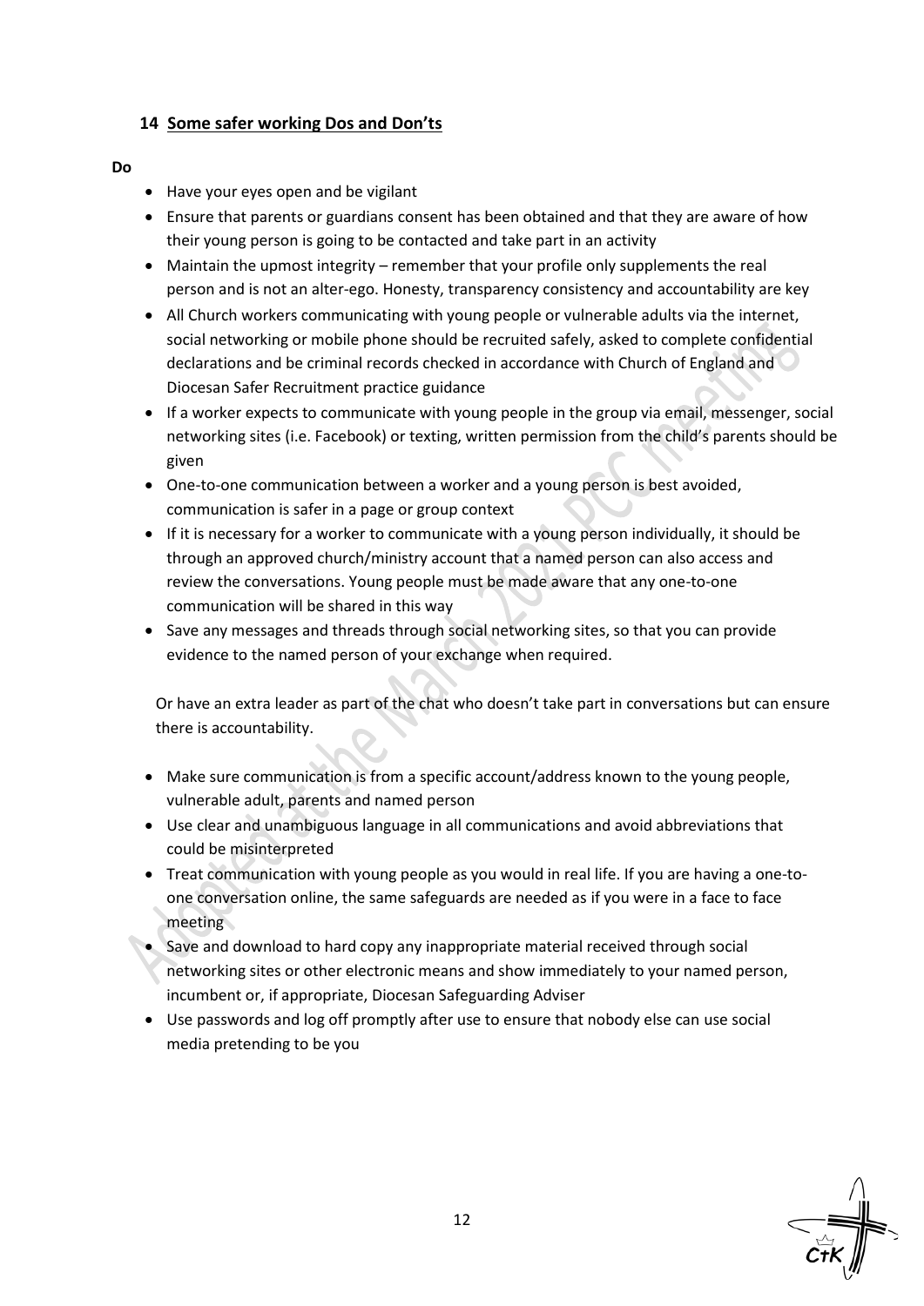## 14 Some safer working Dos and Don'ts

**Do**

- Have your eyes open and be vigilant
- Ensure that parents or guardians consent has been obtained and that they are aware of how their young person is going to be contacted and take part in an activity
- Maintain the upmost integrity – remember that your profile only supplements the real person and is not an alter-ego. Honesty, transparency consistency and accountability are key
- All Church workers communicating with young people or vulnerable adults via the internet, social networking or mobile phone should be recruited safely, asked to complete confidential declarations and be criminal records checked in accordance with Church of England and Diocesan Safer Recruitment practice guidance
- If a worker expects to communicate with young people in the group via email, messenger, social networking sites (i.e. Facebook) or texting, written permission from the child's parents should be given
- One-to-one communication between a worker and a young person is best avoided, communication is safer in a page or group context
- If it is necessary for a worker to communicate with a young person individually, it should be through an approved church/ministry account that a named person can also access and review the conversations. Young people must be made aware that any one-to-one communication will be shared in this way
- Save any messages and threads through social networking sites, so that you can provide evidence to the named person of your exchange when required.

  Or have an extra leader as part of the chat who doesn't take part in conversations but can ensure there is accountability.

- Make sure communication is from a specific account/address known to the young people, vulnerable adult, parents and named person
- Use clear and unambiguous language in all communications and avoid abbreviations that could be misinterpreted
- Treat communication with young people as you would in real life. If you are having a one-to-one conversation online, the same safeguards are needed as if you were in a face to face meeting
- Save and download to hard copy any inappropriate material received through social networking sites or other electronic means and show immediately to your named person, incumbent or, if appropriate, Diocesan Safeguarding Adviser
- Use passwords and log off promptly after use to ensure that nobody else can use social media pretending to be you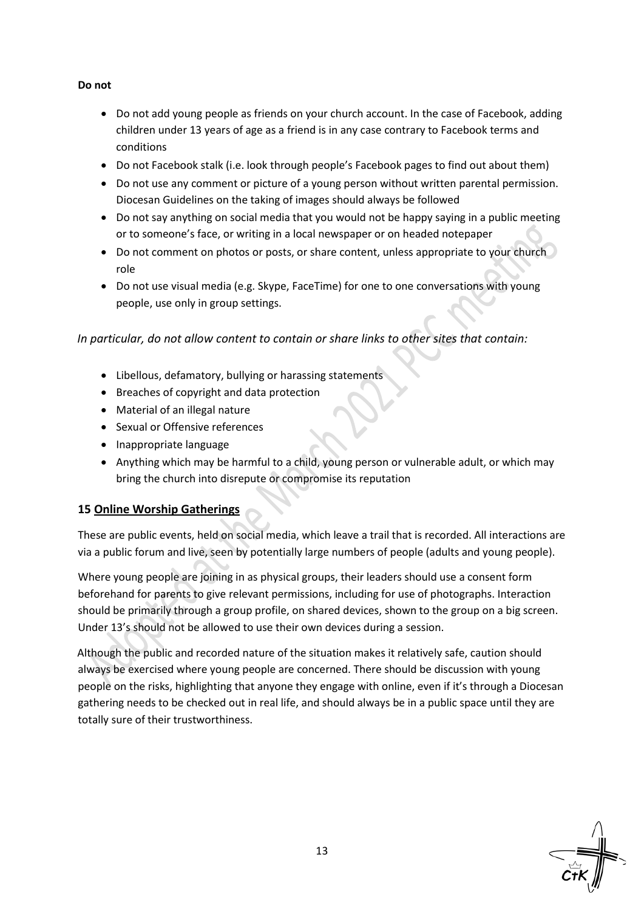**Do not**

- Do not add young people as friends on your church account. In the case of Facebook, adding children under 13 years of age as a friend is in any case contrary to Facebook terms and conditions
- Do not Facebook stalk (i.e. look through people's Facebook pages to find out about them)
- Do not use any comment or picture of a young person without written parental permission. Diocesan Guidelines on the taking of images should always be followed
- Do not say anything on social media that you would not be happy saying in a public meeting or to someone's face, or writing in a local newspaper or on headed notepaper
- Do not comment on photos or posts, or share content, unless appropriate to your church role
- Do not use visual media (e.g. Skype, FaceTime) for one to one conversations with young people, use only in group settings.

*In particular, do not allow content to contain or share links to other sites that contain:*

- Libellous, defamatory, bullying or harassing statements
- Breaches of copyright and data protection
- Material of an illegal nature
- Sexual or Offensive references
- Inappropriate language
- Anything which may be harmful to a child, young person or vulnerable adult, or which may bring the church into disrepute or compromise its reputation

## 15 Online Worship Gatherings

These are public events, held on social media, which leave a trail that is recorded. All interactions are via a public forum and live, seen by potentially large numbers of people (adults and young people).

Where young people are joining in as physical groups, their leaders should use a consent form beforehand for parents to give relevant permissions, including for use of photographs. Interaction should be primarily through a group profile, on shared devices, shown to the group on a big screen. Under 13's should not be allowed to use their own devices during a session.

Although the public and recorded nature of the situation makes it relatively safe, caution should always be exercised where young people are concerned. There should be discussion with young people on the risks, highlighting that anyone they engage with online, even if it's through a Diocesan gathering needs to be checked out in real life, and should always be in a public space until they are totally sure of their trustworthiness.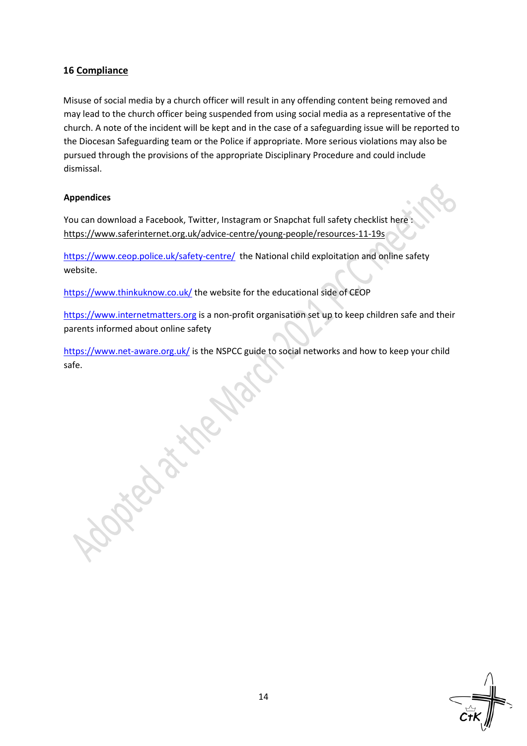## 16 Compliance

Misuse of social media by a church officer will result in any offending content being removed and may lead to the church officer being suspended from using social media as a representative of the church. A note of the incident will be kept and in the case of a safeguarding issue will be reported to the Diocesan Safeguarding team or the Police if appropriate. More serious violations may also be pursued through the provisions of the appropriate Disciplinary Procedure and could include dismissal.

**Appendices**

You can download a Facebook, Twitter, Instagram or Snapchat full safety checklist here : https://www.saferinternet.org.uk/advice-centre/young-people/resources-11-19s

https://www.ceop.police.uk/safety-centre/ the National child exploitation and online safety website.

https://www.thinkuknow.co.uk/ the website for the educational side of CEOP

https://www.internetmatters.org is a non-profit organisation set up to keep children safe and their parents informed about online safety

https://www.net-aware.org.uk/ is the NSPCC guide to social networks and how to keep your child safe.

Adopted at the March 2021 PCC meeting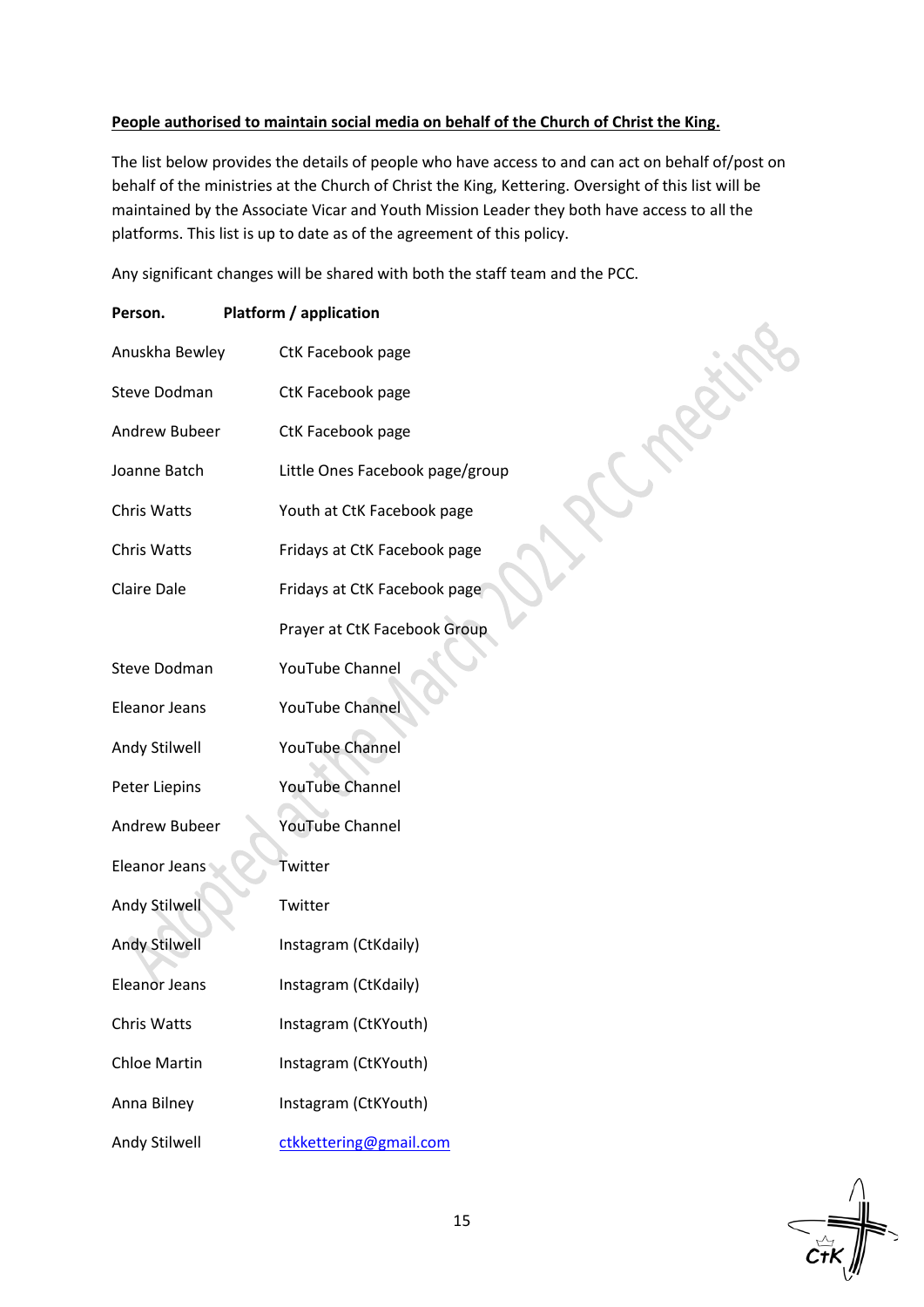**People authorised to maintain social media on behalf of the Church of Christ the King.**

The list below provides the details of people who have access to and can act on behalf of/post on behalf of the ministries at the Church of Christ the King, Kettering. Oversight of this list will be maintained by the Associate Vicar and Youth Mission Leader they both have access to all the platforms. This list is up to date as of the agreement of this policy.

Any significant changes will be shared with both the staff team and the PCC.

| Person. | Platform / application |
|---|---|
| Anuskha Bewley | CtK Facebook page |
| Steve Dodman | CtK Facebook page |
| Andrew Bubeer | CtK Facebook page |
| Joanne Batch | Little Ones Facebook page/group |
| Chris Watts | Youth at CtK Facebook page |
| Chris Watts | Fridays at CtK Facebook page |
| Claire Dale | Fridays at CtK Facebook page |
| | Prayer at CtK Facebook Group |
| Steve Dodman | YouTube Channel |
| Eleanor Jeans | YouTube Channel |
| Andy Stilwell | YouTube Channel |
| Peter Liepins | YouTube Channel |
| Andrew Bubeer | YouTube Channel |
| Eleanor Jeans | Twitter |
| Andy Stilwell | Twitter |
| Andy Stilwell | Instagram (CtKdaily) |
| Eleanor Jeans | Instagram (CtKdaily) |
| Chris Watts | Instagram (CtKYouth) |
| Chloe Martin | Instagram (CtKYouth) |
| Anna Bilney | Instagram (CtKYouth) |
| Andy Stilwell | ctkkettering@gmail.com |

Adopted at the March 2021 PCC meeting